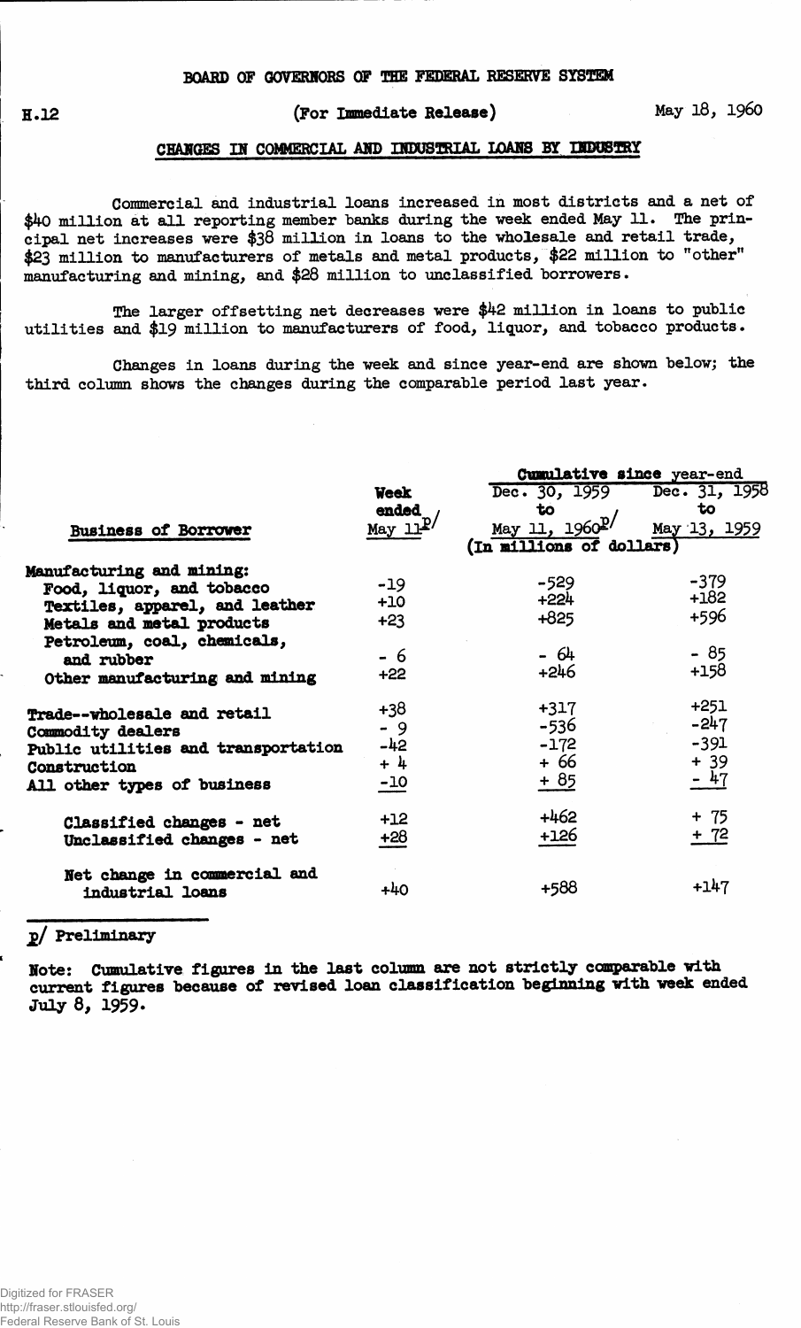BOARD OF GOVERNORS OF THE FEDERAL RESERVE SYSTEM

H.12 (For Immediate Release) May 18, 1960

## CHANGES IN COMMERCIAL AND INDUSTRIAL LOANS BY INDUSTRY

Commercial and industrial loans increased in most districts and a net of $40 million at all reporting member banks during the week ended May 11. The principal net increases were $38 million in loans to the wholesale and retail trade, $23 million to manufacturers of metals and metal products, $22 million to "other" manufacturing and mining, and $28 million to unclassified borrowers.

The larger offsetting net decreases were $42 million in loans to public utilities and $19 million to manufacturers of food, liquor, and tobacco products.

Changes in loans during the week and since year-end are shown below; the third column shows the changes during the comparable period last year.

| Business of Borrower | Week ended May 11 p/ | Cumulative since year-end: Dec. 30, 1959 to May 11, 1960 p/ | Cumulative since year-end: Dec. 31, 1958 to May 13, 1959 |
|---|---|---|---|
| | (In millions of dollars) | | |
| Manufacturing and mining: | | | |
| Food, liquor, and tobacco | -19 | -529 | -379 |
| Textiles, apparel, and leather | +10 | +224 | +182 |
| Metals and metal products | +23 | +825 | +596 |
| Petroleum, coal, chemicals, and rubber | - 6 | - 64 | - 85 |
| Other manufacturing and mining | +22 | +246 | +158 |
| Trade--wholesale and retail | +38 | +317 | +251 |
| Commodity dealers | - 9 | -536 | -247 |
| Public utilities and transportation | -42 | -172 | -391 |
| Construction | + 4 | + 66 | + 39 |
| All other types of business | -10 | + 85 | - 47 |
| Classified changes - net | +12 | +462 | + 75 |
| Unclassified changes - net | +28 | +126 | + 72 |
| Net change in commercial and industrial loans | +40 | +588 | +147 |

p/ Preliminary

Note: Cumulative figures in the last column are not strictly comparable with current figures because of revised loan classification beginning with week ended July 8, 1959.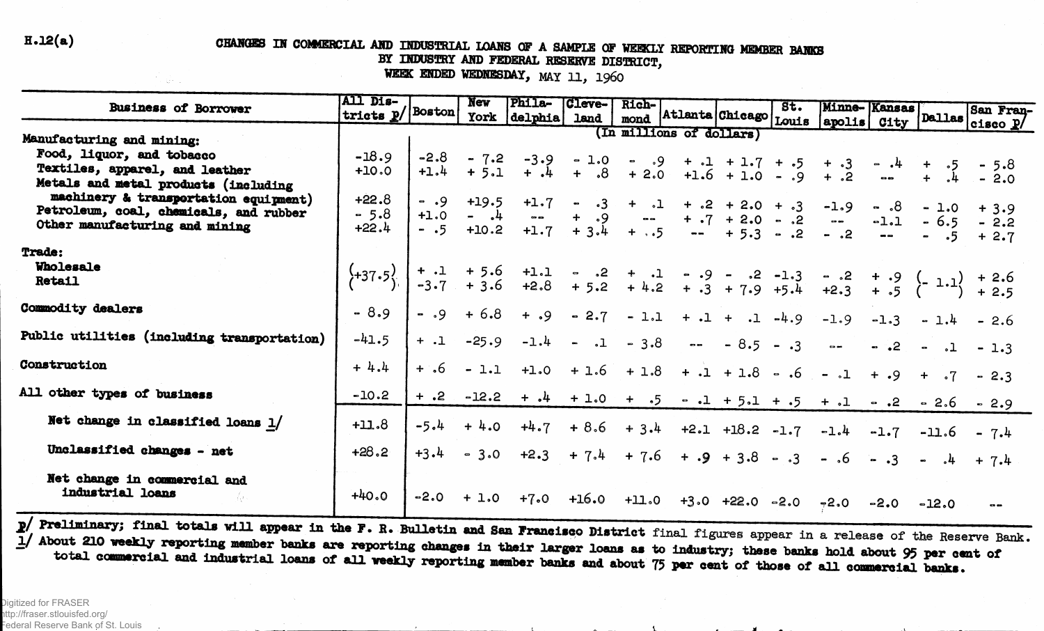H.12(a)

# CHANGES IN COMMERCIAL AND INDUSTRIAL LOANS OF A SAMPLE OF WEEKLY REPORTING MEMBER BANKS BY INDUSTRY AND FEDERAL RESERVE DISTRICT, WEEK ENDED WEDNESDAY, MAY 11, 1960

| Business of Borrower | All Districts p/ | Boston | New York | Philadelphia | Cleveland | Richmond | Atlanta | Chicago | St. Louis | Minneapolis | Kansas City | Dallas | San Francisco p/ |
|---|---|---|---|---|---|---|---|---|---|---|---|---|---|
| | (In millions of dollars) | | | | | | | | | | | | |
| **Manufacturing and mining:** | | | | | | | | | | | | | |
| Food, liquor, and tobacco | -18.9 | -2.8 | - 7.2 | -3.9 | - 1.0 | - .9 | + .1 | + 1.7 | + .5 | + .3 | - .4 | + .5 | - 5.8 |
| Textiles, apparel, and leather | +10.0 | +1.4 | + 5.1 | + .4 | + .8 | + 2.0 | +1.6 | + 1.0 | - .9 | + .2 | -- | + .4 | - 2.0 |
| Metals and metal products (including machinery & transportation equipment) | +22.8 | - .9 | +19.5 | +1.7 | - .3 | + .1 | + .2 | + 2.0 | + .3 | -1.9 | - .8 | - 1.0 | + 3.9 |
| Petroleum, coal, chemicals, and rubber | - 5.8 | +1.0 | - .4 | -- | + .9 | -- | + .7 | + 2.0 | - .2 | -- | -1.1 | - 6.5 | - 2.2 |
| Other manufacturing and mining | +22.4 | - .5 | +10.2 | +1.7 | + 3.4 | + .5 | -- | + 5.3 | - .2 | - .2 | -- | - .5 | + 2.7 |
| **Trade:** | | | | | | | | | | | | | |
| Wholesale | (+37.5) | + .1 | + 5.6 | +1.1 | - .2 | + .1 | - .9 | - .2 | -1.3 | - .2 | + .9 | (- 1.1) | + 2.6 |
| Retail | | -3.7 | + 3.6 | +2.8 | + 5.2 | + 4.2 | + .3 | + 7.9 | +5.4 | +2.3 | + .5 | | + 2.5 |
| **Commodity dealers** | - 8.9 | - .9 | + 6.8 | + .9 | - 2.7 | - 1.1 | + .1 | + .1 | -4.9 | -1.9 | -1.3 | - 1.4 | - 2.6 |
| **Public utilities (including transportation)** | -41.5 | + .1 | -25.9 | -1.4 | - .1 | - 3.8 | -- | - 8.5 | - .3 | -- | - .2 | - .1 | - 1.3 |
| **Construction** | + 4.4 | + .6 | - 1.1 | +1.0 | + 1.6 | + 1.8 | + .1 | + 1.8 | - .6 | - .1 | + .9 | + .7 | - 2.3 |
| **All other types of business** | -10.2 | + .2 | -12.2 | + .4 | + 1.0 | + .5 | - .1 | + 5.1 | + .5 | + .1 | - .2 | - 2.6 | - 2.9 |
| Net change in classified loans 1/ | +11.8 | -5.4 | + 4.0 | +4.7 | + 8.6 | + 3.4 | +2.1 | +18.2 | -1.7 | -1.4 | -1.7 | -11.6 | - 7.4 |
| Unclassified changes - net | +28.2 | +3.4 | - 3.0 | +2.3 | + 7.4 | + 7.6 | + .9 | + 3.8 | - .3 | - .6 | - .3 | - .4 | + 7.4 |
| Net change in commercial and industrial loans | +40.0 | -2.0 | + 1.0 | +7.0 | +16.0 | +11.0 | +3.0 | +22.0 | -2.0 | -2.0 | -2.0 | -12.0 | -- |

p/ Preliminary; final totals will appear in the F. R. Bulletin and San Francisco District final figures appear in a release of the Reserve Bank.
1/ About 210 weekly reporting member banks are reporting changes in their larger loans as to industry; these banks hold about 95 per cent of total commercial and industrial loans of all weekly reporting member banks and about 75 per cent of those of all commercial banks.